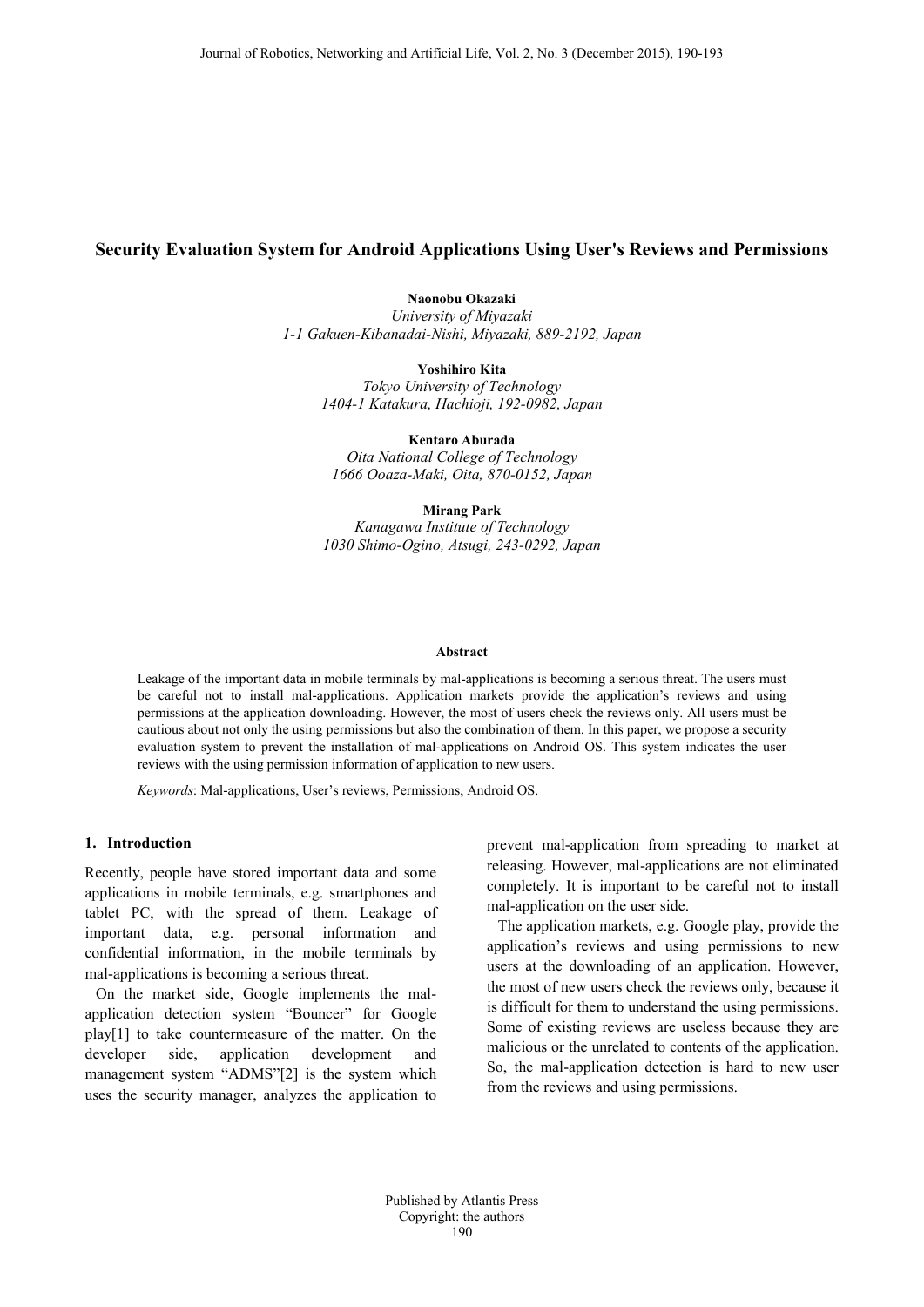# Security Evaluation System for Android Applications Using User's Reviews and Permissions

**Naonobu Okazaki**
*University of Miyazaki*
*1-1 Gakuen-Kibanadai-Nishi, Miyazaki, 889-2192, Japan*

**Yoshihiro Kita**
*Tokyo University of Technology*
*1404-1 Katakura, Hachioji, 192-0982, Japan*

**Kentaro Aburada**
*Oita National College of Technology*
*1666 Ooaza-Maki, Oita, 870-0152, Japan*

**Mirang Park**
*Kanagawa Institute of Technology*
*1030 Shimo-Ogino, Atsugi, 243-0292, Japan*

#### Abstract

Leakage of the important data in mobile terminals by mal-applications is becoming a serious threat. The users must be careful not to install mal-applications. Application markets provide the application's reviews and using permissions at the application downloading. However, the most of users check the reviews only. All users must be cautious about not only the using permissions but also the combination of them. In this paper, we propose a security evaluation system to prevent the installation of mal-applications on Android OS. This system indicates the user reviews with the using permission information of application to new users.

*Keywords*: Mal-applications, User's reviews, Permissions, Android OS.

## 1. Introduction

Recently, people have stored important data and some applications in mobile terminals, e.g. smartphones and tablet PC, with the spread of them. Leakage of important data, e.g. personal information and confidential information, in the mobile terminals by mal-applications is becoming a serious threat.

On the market side, Google implements the mal-application detection system "Bouncer" for Google play[1] to take countermeasure of the matter. On the developer side, application development and management system "ADMS"[2] is the system which uses the security manager, analyzes the application to prevent mal-application from spreading to market at releasing. However, mal-applications are not eliminated completely. It is important to be careful not to install mal-application on the user side.

The application markets, e.g. Google play, provide the application's reviews and using permissions to new users at the downloading of an application. However, the most of new users check the reviews only, because it is difficult for them to understand the using permissions. Some of existing reviews are useless because they are malicious or the unrelated to contents of the application. So, the mal-application detection is hard to new user from the reviews and using permissions.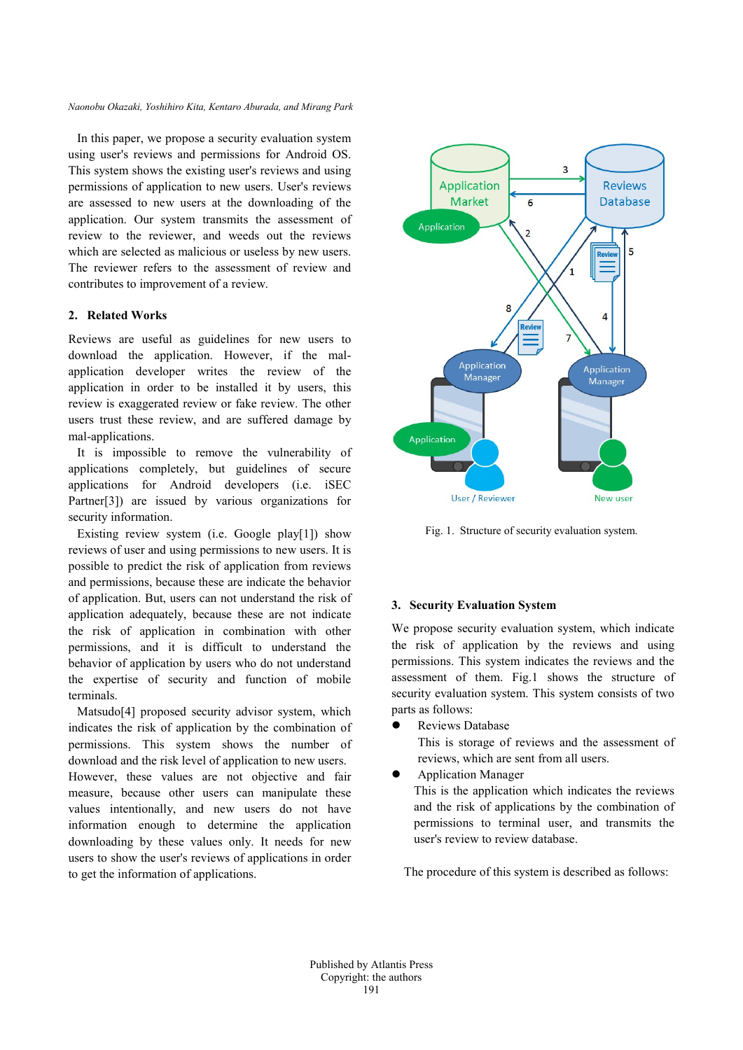In this paper, we propose a security evaluation system using user's reviews and permissions for Android OS. This system shows the existing user's reviews and using permissions of application to new users. User's reviews are assessed to new users at the downloading of the application. Our system transmits the assessment of review to the reviewer, and weeds out the reviews which are selected as malicious or useless by new users. The reviewer refers to the assessment of review and contributes to improvement of a review.

## 2. Related Works

Reviews are useful as guidelines for new users to download the application. However, if the mal-application developer writes the review of the application in order to be installed it by users, this review is exaggerated review or fake review. The other users trust these review, and are suffered damage by mal-applications.

It is impossible to remove the vulnerability of applications completely, but guidelines of secure applications for Android developers (i.e. iSEC Partner[3]) are issued by various organizations for security information.

Existing review system (i.e. Google play[1]) show reviews of user and using permissions to new users. It is possible to predict the risk of application from reviews and permissions, because these are indicate the behavior of application. But, users can not understand the risk of application adequately, because these are not indicate the risk of application in combination with other permissions, and it is difficult to understand the behavior of application by users who do not understand the expertise of security and function of mobile terminals.

Matsudo[4] proposed security advisor system, which indicates the risk of application by the combination of permissions. This system shows the number of download and the risk level of application to new users. However, these values are not objective and fair measure, because other users can manipulate these values intentionally, and new users do not have information enough to determine the application downloading by these values only. It needs for new users to show the user's reviews of applications in order to get the information of applications.

Fig. 1. Structure of security evaluation system.

## 3. Security Evaluation System

We propose security evaluation system, which indicate the risk of application by the reviews and using permissions. This system indicates the reviews and the assessment of them. Fig.1 shows the structure of security evaluation system. This system consists of two parts as follows:

- Reviews Database

  This is storage of reviews and the assessment of reviews, which are sent from all users.

- Application Manager

  This is the application which indicates the reviews and the risk of applications by the combination of permissions to terminal user, and transmits the user's review to review database.

The procedure of this system is described as follows: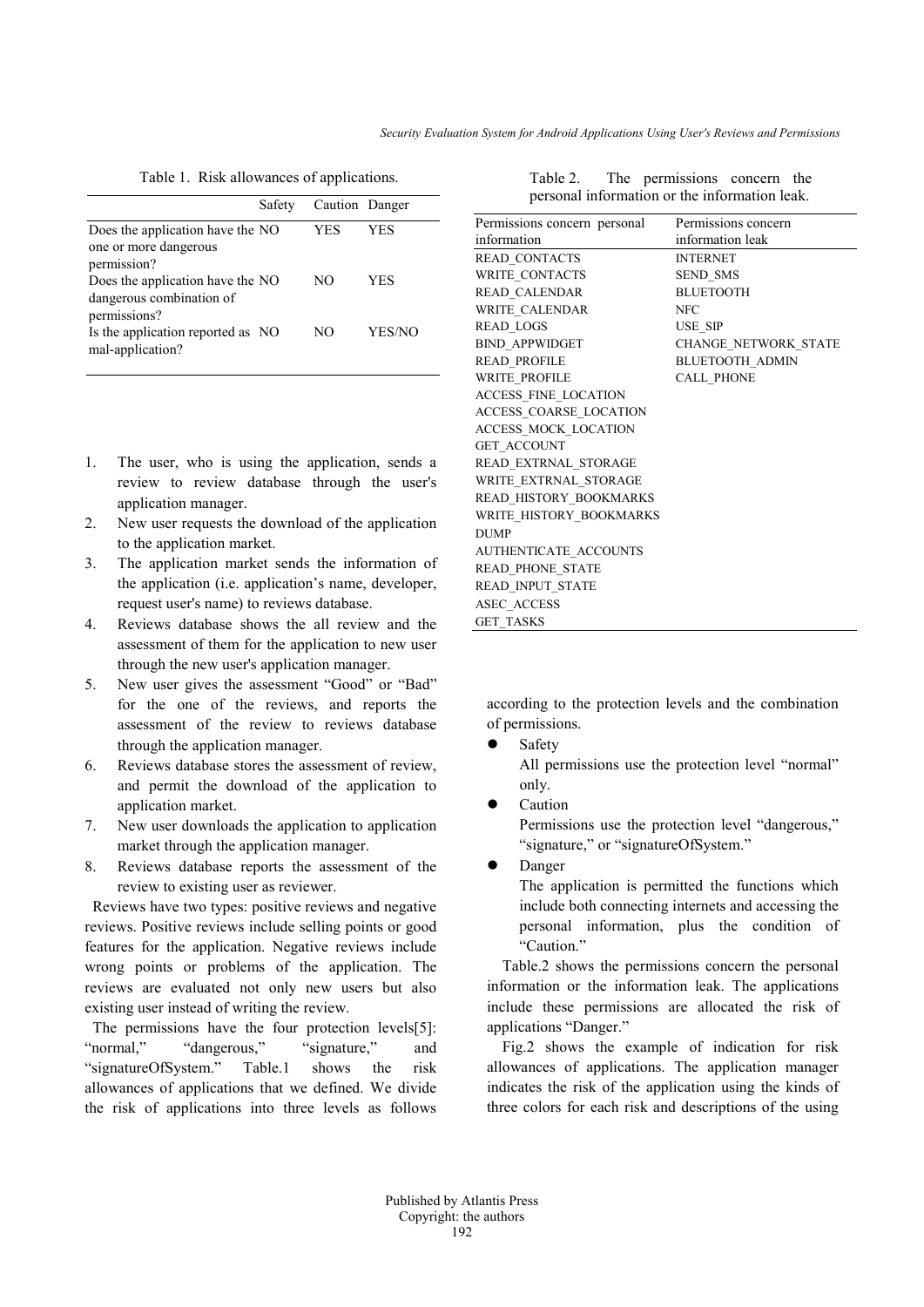Table 1. Risk allowances of applications.

| | Safety | Caution | Danger |
|---|---|---|---|
| Does the application have the one or more dangerous permission? | NO | YES | YES |
| Does the application have the dangerous combination of permissions? | NO | NO | YES |
| Is the application reported as mal-application? | NO | NO | YES/NO |

1. The user, who is using the application, sends a review to review database through the user's application manager.
2. New user requests the download of the application to the application market.
3. The application market sends the information of the application (i.e. application's name, developer, request user's name) to reviews database.
4. Reviews database shows the all review and the assessment of them for the application to new user through the new user's application manager.
5. New user gives the assessment "Good" or "Bad" for the one of the reviews, and reports the assessment of the review to reviews database through the application manager.
6. Reviews database stores the assessment of review, and permit the download of the application to application market.
7. New user downloads the application to application market through the application manager.
8. Reviews database reports the assessment of the review to existing user as reviewer.

Reviews have two types: positive reviews and negative reviews. Positive reviews include selling points or good features for the application. Negative reviews include wrong points or problems of the application. The reviews are evaluated not only new users but also existing user instead of writing the review.

The permissions have the four protection levels[5]: "normal," "dangerous," "signature," and "signatureOfSystem." Table.1 shows the risk allowances of applications that we defined. We divide the risk of applications into three levels as follows according to the protection levels and the combination of permissions.

- Safety
  All permissions use the protection level "normal" only.
- Caution
  Permissions use the protection level "dangerous," "signature," or "signatureOfSystem."
- Danger
  The application is permitted the functions which include both connecting internets and accessing the personal information, plus the condition of "Caution."

Table 2. The permissions concern the personal information or the information leak.

| Permissions concern personal information | Permissions concern information leak |
|---|---|
| READ_CONTACTS | INTERNET |
| WRITE_CONTACTS | SEND_SMS |
| READ_CALENDAR | BLUETOOTH |
| WRITE_CALENDAR | NFC |
| READ_LOGS | USE_SIP |
| BIND_APPWIDGET | CHANGE_NETWORK_STATE |
| READ_PROFILE | BLUETOOTH_ADMIN |
| WRITE_PROFILE | CALL_PHONE |
| ACCESS_FINE_LOCATION | |
| ACCESS_COARSE_LOCATION | |
| ACCESS_MOCK_LOCATION | |
| GET_ACCOUNT | |
| READ_EXTRNAL_STORAGE | |
| WRITE_EXTRNAL_STORAGE | |
| READ_HISTORY_BOOKMARKS | |
| WRITE_HISTORY_BOOKMARKS | |
| DUMP | |
| AUTHENTICATE_ACCOUNTS | |
| READ_PHONE_STATE | |
| READ_INPUT_STATE | |
| ASEC_ACCESS | |
| GET_TASKS | |

Table.2 shows the permissions concern the personal information or the information leak. The applications include these permissions are allocated the risk of applications "Danger."

Fig.2 shows the example of indication for risk allowances of applications. The application manager indicates the risk of the application using the kinds of three colors for each risk and descriptions of the using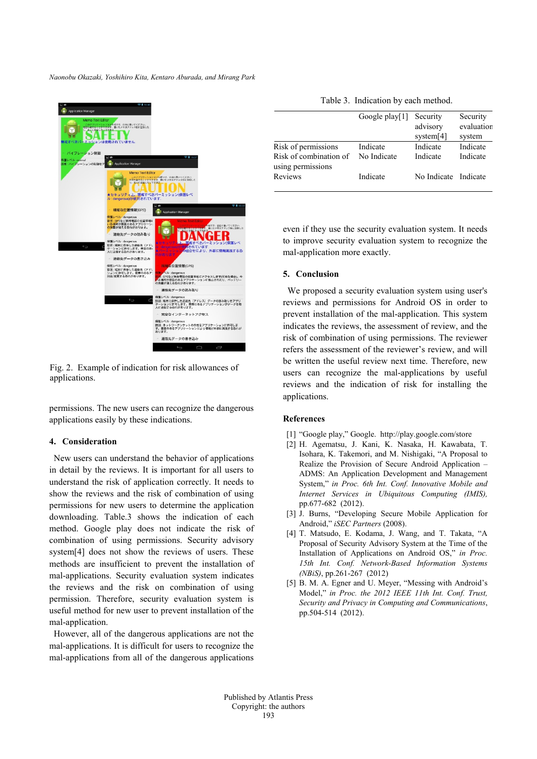Fig. 2. Example of indication for risk allowances of applications.

permissions. The new users can recognize the dangerous applications easily by these indications.

## 4. Consideration

New users can understand the behavior of applications in detail by the reviews. It is important for all users to understand the risk of application correctly. It needs to show the reviews and the risk of combination of using permissions for new users to determine the application downloading. Table.3 shows the indication of each method. Google play does not indicate the risk of combination of using permissions. Security advisory system[4] does not show the reviews of users. These methods are insufficient to prevent the installation of mal-applications. Security evaluation system indicates the reviews and the risk on combination of using permission. Therefore, security evaluation system is useful method for new user to prevent installation of the mal-application.

However, all of the dangerous applications are not the mal-applications. It is difficult for users to recognize the mal-applications from all of the dangerous applications even if they use the security evaluation system. It needs to improve security evaluation system to recognize the mal-application more exactly.

Table 3. Indication by each method.

| | Google play[1] | Security advisory system[4] | Security evaluation system |
|---|---|---|---|
| Risk of permissions | Indicate | Indicate | Indicate |
| Risk of combination of using permissions | No Indicate | Indicate | Indicate |
| Reviews | Indicate | No Indicate | Indicate |

## 5. Conclusion

We proposed a security evaluation system using user's reviews and permissions for Android OS in order to prevent installation of the mal-application. This system indicates the reviews, the assessment of review, and the risk of combination of using permissions. The reviewer refers the assessment of the reviewer's review, and will be written the useful review next time. Therefore, new users can recognize the mal-applications by useful reviews and the indication of risk for installing the applications.

## References

[1] "Google play," Google. http://play.google.com/store

[2] H. Agematsu, J. Kani, K. Nasaka, H. Kawabata, T. Isohara, K. Takemori, and M. Nishigaki, "A Proposal to Realize the Provision of Secure Android Application – ADMS: An Application Development and Management System," *in Proc. 6th Int. Conf. Innovative Mobile and Internet Services in Ubiquitous Computing (IMIS)*, pp.677-682 (2012).

[3] J. Burns, "Developing Secure Mobile Application for Android," *iSEC Partners* (2008).

[4] T. Matsudo, E. Kodama, J. Wang, and T. Takata, "A Proposal of Security Advisory System at the Time of the Installation of Applications on Android OS," *in Proc. 15th Int. Conf. Network-Based Information Systems (NBiS)*, pp.261-267 (2012)

[5] B. M. A. Egner and U. Meyer, "Messing with Android's Model," *in Proc. the 2012 IEEE 11th Int. Conf. Trust, Security and Privacy in Computing and Communications*, pp.504-514 (2012).

Published by Atlantis Press
Copyright: the authors